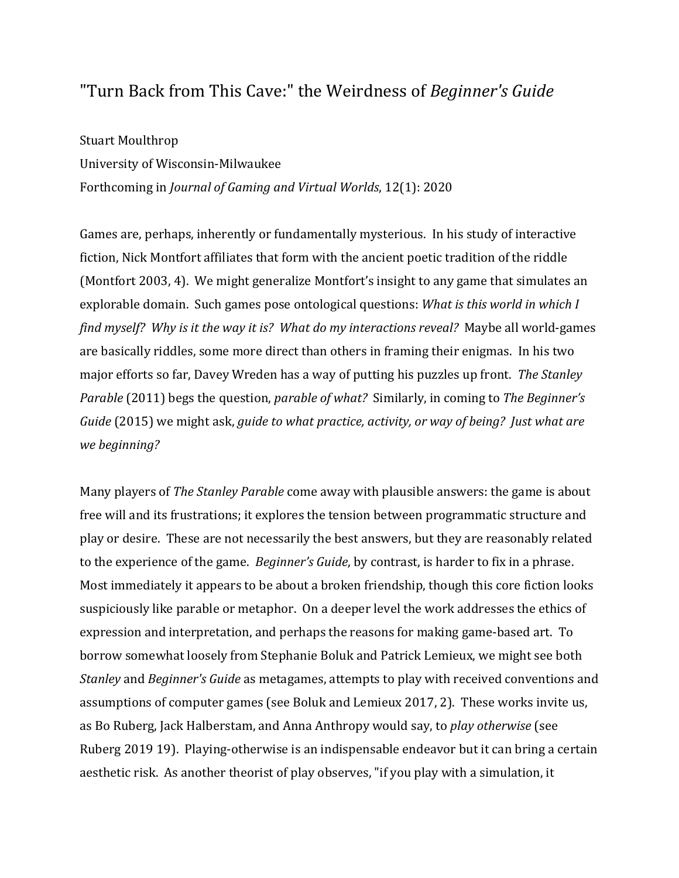# "Turn Back from This Cave:" the Weirdness of *Beginner's Guide*

Stuart Moulthrop
University of Wisconsin-Milwaukee
Forthcoming in *Journal of Gaming and Virtual Worlds*, 12(1): 2020

Games are, perhaps, inherently or fundamentally mysterious. In his study of interactive fiction, Nick Montfort affiliates that form with the ancient poetic tradition of the riddle (Montfort 2003, 4). We might generalize Montfort's insight to any game that simulates an explorable domain. Such games pose ontological questions: *What is this world in which I find myself? Why is it the way it is? What do my interactions reveal?* Maybe all world-games are basically riddles, some more direct than others in framing their enigmas. In his two major efforts so far, Davey Wreden has a way of putting his puzzles up front. *The Stanley Parable* (2011) begs the question, *parable of what?* Similarly, in coming to *The Beginner's Guide* (2015) we might ask, *guide to what practice, activity, or way of being? Just what are we beginning?*

Many players of *The Stanley Parable* come away with plausible answers: the game is about free will and its frustrations; it explores the tension between programmatic structure and play or desire. These are not necessarily the best answers, but they are reasonably related to the experience of the game. *Beginner's Guide*, by contrast, is harder to fix in a phrase. Most immediately it appears to be about a broken friendship, though this core fiction looks suspiciously like parable or metaphor. On a deeper level the work addresses the ethics of expression and interpretation, and perhaps the reasons for making game-based art. To borrow somewhat loosely from Stephanie Boluk and Patrick Lemieux, we might see both *Stanley* and *Beginner's Guide* as metagames, attempts to play with received conventions and assumptions of computer games (see Boluk and Lemieux 2017, 2). These works invite us, as Bo Ruberg, Jack Halberstam, and Anna Anthropy would say, to *play otherwise* (see Ruberg 2019 19). Playing-otherwise is an indispensable endeavor but it can bring a certain aesthetic risk. As another theorist of play observes, "if you play with a simulation, it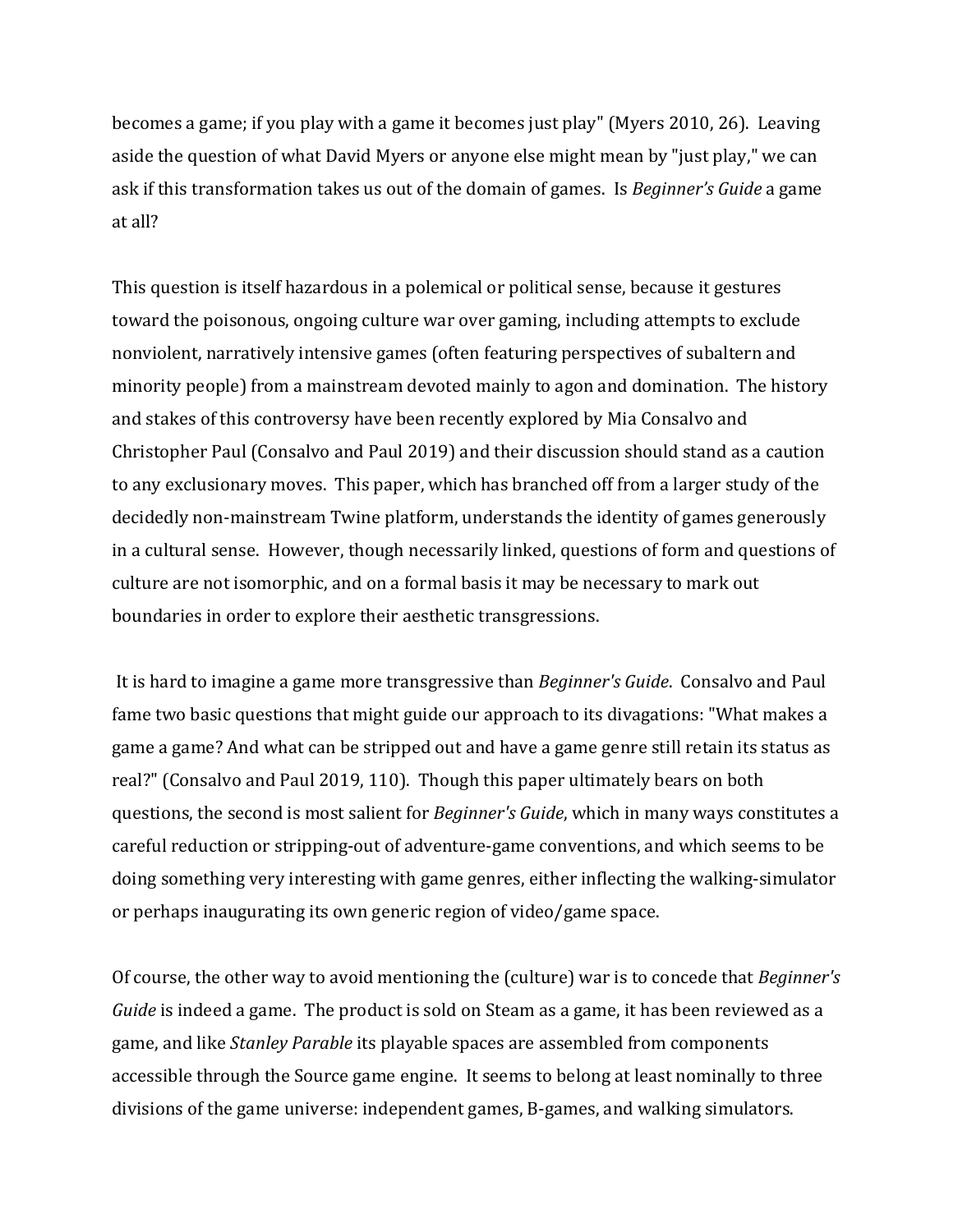becomes a game; if you play with a game it becomes just play" (Myers 2010, 26). Leaving aside the question of what David Myers or anyone else might mean by "just play," we can ask if this transformation takes us out of the domain of games. Is *Beginner's Guide* a game at all?

This question is itself hazardous in a polemical or political sense, because it gestures toward the poisonous, ongoing culture war over gaming, including attempts to exclude nonviolent, narratively intensive games (often featuring perspectives of subaltern and minority people) from a mainstream devoted mainly to agon and domination. The history and stakes of this controversy have been recently explored by Mia Consalvo and Christopher Paul (Consalvo and Paul 2019) and their discussion should stand as a caution to any exclusionary moves. This paper, which has branched off from a larger study of the decidedly non-mainstream Twine platform, understands the identity of games generously in a cultural sense. However, though necessarily linked, questions of form and questions of culture are not isomorphic, and on a formal basis it may be necessary to mark out boundaries in order to explore their aesthetic transgressions.

It is hard to imagine a game more transgressive than *Beginner's Guide*. Consalvo and Paul fame two basic questions that might guide our approach to its divagations: "What makes a game a game? And what can be stripped out and have a game genre still retain its status as real?" (Consalvo and Paul 2019, 110). Though this paper ultimately bears on both questions, the second is most salient for *Beginner's Guide*, which in many ways constitutes a careful reduction or stripping-out of adventure-game conventions, and which seems to be doing something very interesting with game genres, either inflecting the walking-simulator or perhaps inaugurating its own generic region of video/game space.

Of course, the other way to avoid mentioning the (culture) war is to concede that *Beginner's Guide* is indeed a game. The product is sold on Steam as a game, it has been reviewed as a game, and like *Stanley Parable* its playable spaces are assembled from components accessible through the Source game engine. It seems to belong at least nominally to three divisions of the game universe: independent games, B-games, and walking simulators.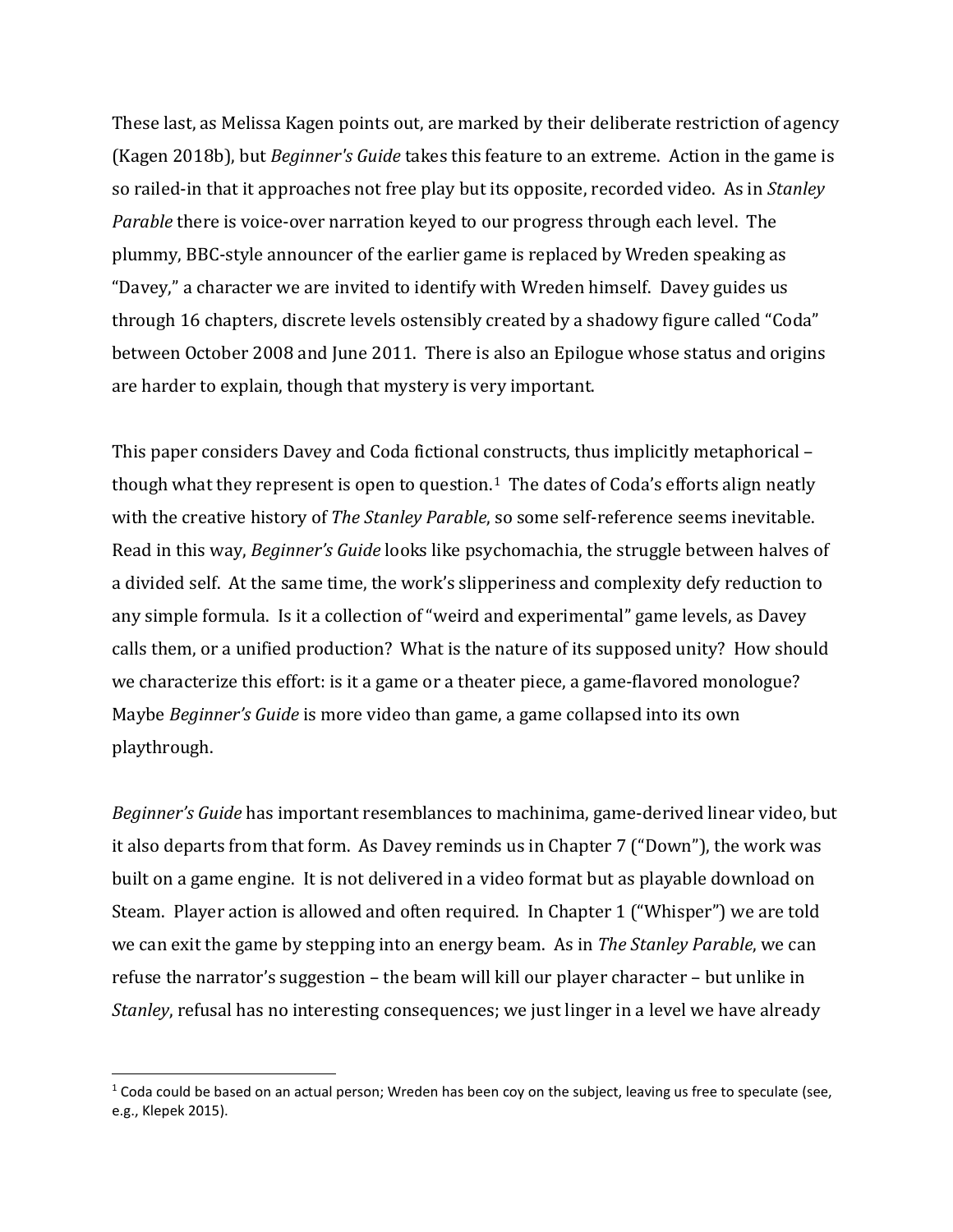These last, as Melissa Kagen points out, are marked by their deliberate restriction of agency (Kagen 2018b), but *Beginner's Guide* takes this feature to an extreme. Action in the game is so railed-in that it approaches not free play but its opposite, recorded video. As in *Stanley Parable* there is voice-over narration keyed to our progress through each level. The plummy, BBC-style announcer of the earlier game is replaced by Wreden speaking as "Davey," a character we are invited to identify with Wreden himself. Davey guides us through 16 chapters, discrete levels ostensibly created by a shadowy figure called "Coda" between October 2008 and June 2011. There is also an Epilogue whose status and origins are harder to explain, though that mystery is very important.

This paper considers Davey and Coda fictional constructs, thus implicitly metaphorical – though what they represent is open to question.[1] The dates of Coda's efforts align neatly with the creative history of *The Stanley Parable*, so some self-reference seems inevitable. Read in this way, *Beginner's Guide* looks like psychomachia, the struggle between halves of a divided self. At the same time, the work's slipperiness and complexity defy reduction to any simple formula. Is it a collection of "weird and experimental" game levels, as Davey calls them, or a unified production? What is the nature of its supposed unity? How should we characterize this effort: is it a game or a theater piece, a game-flavored monologue? Maybe *Beginner's Guide* is more video than game, a game collapsed into its own playthrough.

*Beginner's Guide* has important resemblances to machinima, game-derived linear video, but it also departs from that form. As Davey reminds us in Chapter 7 ("Down"), the work was built on a game engine. It is not delivered in a video format but as playable download on Steam. Player action is allowed and often required. In Chapter 1 ("Whisper") we are told we can exit the game by stepping into an energy beam. As in *The Stanley Parable*, we can refuse the narrator's suggestion – the beam will kill our player character – but unlike in *Stanley*, refusal has no interesting consequences; we just linger in a level we have already

[1] Coda could be based on an actual person; Wreden has been coy on the subject, leaving us free to speculate (see, e.g., Klepek 2015).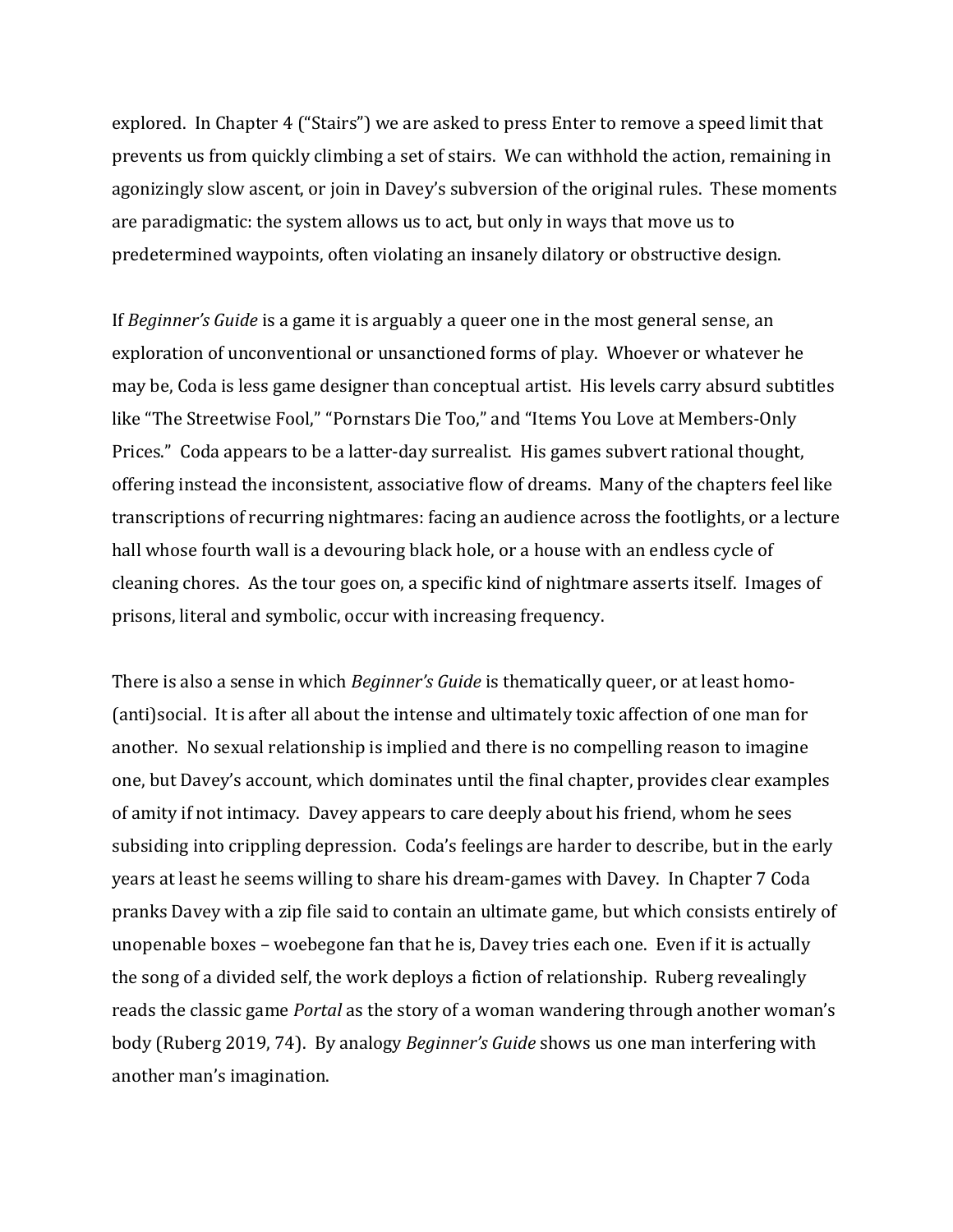explored. In Chapter 4 ("Stairs") we are asked to press Enter to remove a speed limit that prevents us from quickly climbing a set of stairs. We can withhold the action, remaining in agonizingly slow ascent, or join in Davey's subversion of the original rules. These moments are paradigmatic: the system allows us to act, but only in ways that move us to predetermined waypoints, often violating an insanely dilatory or obstructive design.

If *Beginner's Guide* is a game it is arguably a queer one in the most general sense, an exploration of unconventional or unsanctioned forms of play. Whoever or whatever he may be, Coda is less game designer than conceptual artist. His levels carry absurd subtitles like "The Streetwise Fool," "Pornstars Die Too," and "Items You Love at Members-Only Prices." Coda appears to be a latter-day surrealist. His games subvert rational thought, offering instead the inconsistent, associative flow of dreams. Many of the chapters feel like transcriptions of recurring nightmares: facing an audience across the footlights, or a lecture hall whose fourth wall is a devouring black hole, or a house with an endless cycle of cleaning chores. As the tour goes on, a specific kind of nightmare asserts itself. Images of prisons, literal and symbolic, occur with increasing frequency.

There is also a sense in which *Beginner's Guide* is thematically queer, or at least homo-(anti)social. It is after all about the intense and ultimately toxic affection of one man for another. No sexual relationship is implied and there is no compelling reason to imagine one, but Davey's account, which dominates until the final chapter, provides clear examples of amity if not intimacy. Davey appears to care deeply about his friend, whom he sees subsiding into crippling depression. Coda's feelings are harder to describe, but in the early years at least he seems willing to share his dream-games with Davey. In Chapter 7 Coda pranks Davey with a zip file said to contain an ultimate game, but which consists entirely of unopenable boxes – woebegone fan that he is, Davey tries each one. Even if it is actually the song of a divided self, the work deploys a fiction of relationship. Ruberg revealingly reads the classic game *Portal* as the story of a woman wandering through another woman's body (Ruberg 2019, 74). By analogy *Beginner's Guide* shows us one man interfering with another man's imagination.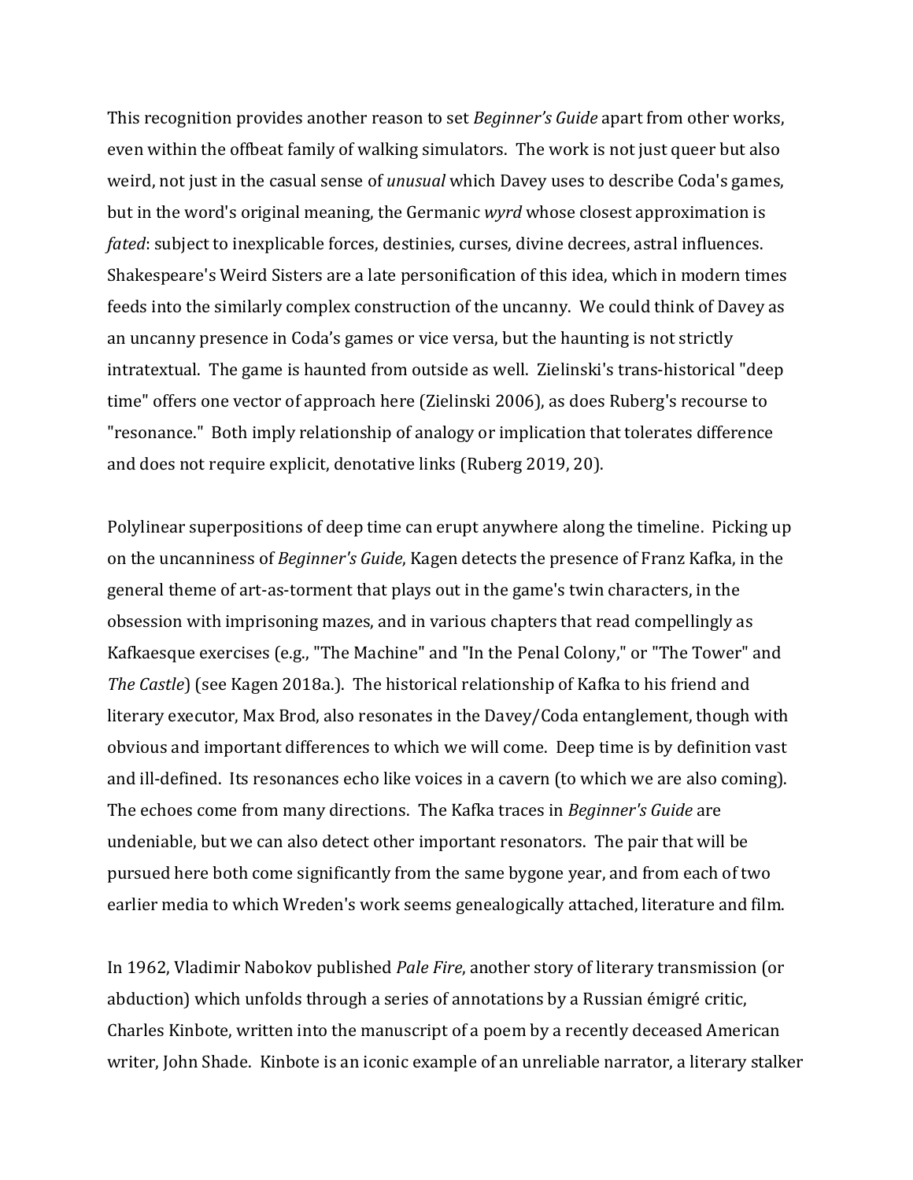This recognition provides another reason to set *Beginner's Guide* apart from other works, even within the offbeat family of walking simulators. The work is not just queer but also weird, not just in the casual sense of *unusual* which Davey uses to describe Coda's games, but in the word's original meaning, the Germanic *wyrd* whose closest approximation is *fated*: subject to inexplicable forces, destinies, curses, divine decrees, astral influences. Shakespeare's Weird Sisters are a late personification of this idea, which in modern times feeds into the similarly complex construction of the uncanny. We could think of Davey as an uncanny presence in Coda's games or vice versa, but the haunting is not strictly intratextual. The game is haunted from outside as well. Zielinski's trans-historical "deep time" offers one vector of approach here (Zielinski 2006), as does Ruberg's recourse to "resonance." Both imply relationship of analogy or implication that tolerates difference and does not require explicit, denotative links (Ruberg 2019, 20).

Polylinear superpositions of deep time can erupt anywhere along the timeline. Picking up on the uncanniness of *Beginner's Guide*, Kagen detects the presence of Franz Kafka, in the general theme of art-as-torment that plays out in the game's twin characters, in the obsession with imprisoning mazes, and in various chapters that read compellingly as Kafkaesque exercises (e.g., "The Machine" and "In the Penal Colony," or "The Tower" and *The Castle*) (see Kagen 2018a.). The historical relationship of Kafka to his friend and literary executor, Max Brod, also resonates in the Davey/Coda entanglement, though with obvious and important differences to which we will come. Deep time is by definition vast and ill-defined. Its resonances echo like voices in a cavern (to which we are also coming). The echoes come from many directions. The Kafka traces in *Beginner's Guide* are undeniable, but we can also detect other important resonators. The pair that will be pursued here both come significantly from the same bygone year, and from each of two earlier media to which Wreden's work seems genealogically attached, literature and film.

In 1962, Vladimir Nabokov published *Pale Fire*, another story of literary transmission (or abduction) which unfolds through a series of annotations by a Russian émigré critic, Charles Kinbote, written into the manuscript of a poem by a recently deceased American writer, John Shade. Kinbote is an iconic example of an unreliable narrator, a literary stalker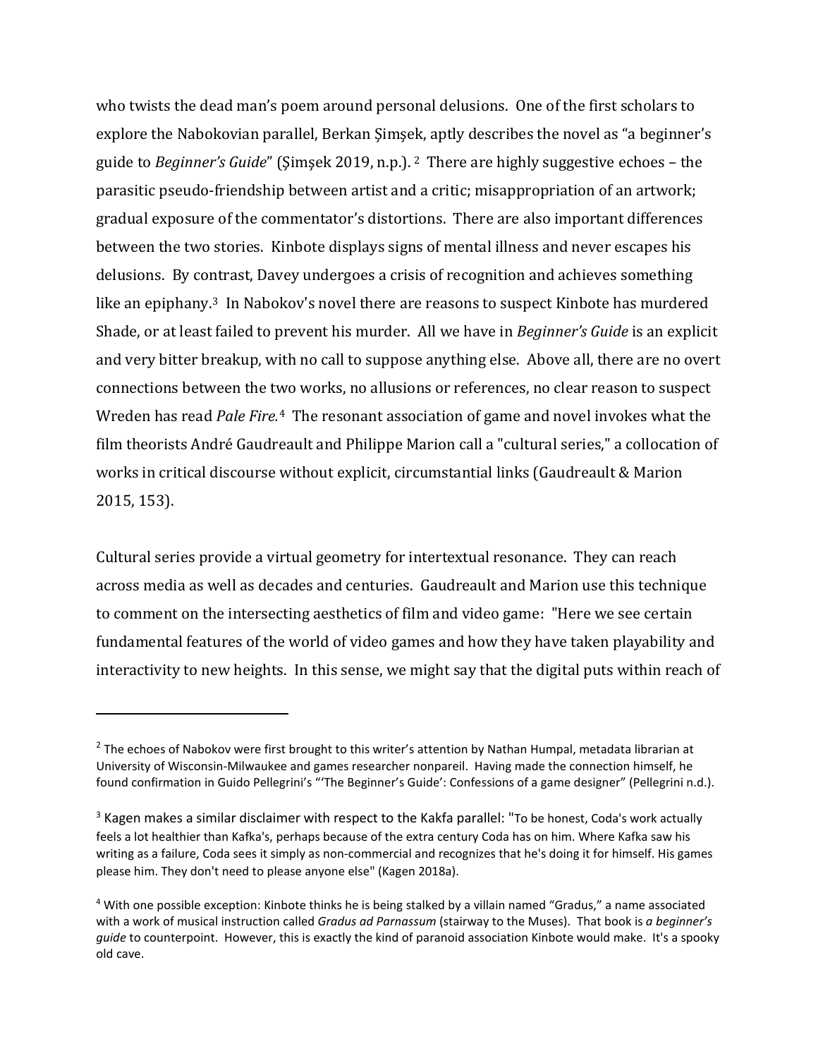who twists the dead man's poem around personal delusions. One of the first scholars to explore the Nabokovian parallel, Berkan Şimşek, aptly describes the novel as "a beginner's guide to *Beginner's Guide*" (Şimşek 2019, n.p.). [2] There are highly suggestive echoes – the parasitic pseudo-friendship between artist and a critic; misappropriation of an artwork; gradual exposure of the commentator's distortions. There are also important differences between the two stories. Kinbote displays signs of mental illness and never escapes his delusions. By contrast, Davey undergoes a crisis of recognition and achieves something like an epiphany.[3] In Nabokov's novel there are reasons to suspect Kinbote has murdered Shade, or at least failed to prevent his murder. All we have in *Beginner's Guide* is an explicit and very bitter breakup, with no call to suppose anything else. Above all, there are no overt connections between the two works, no allusions or references, no clear reason to suspect Wreden has read *Pale Fire.*[4] The resonant association of game and novel invokes what the film theorists André Gaudreault and Philippe Marion call a "cultural series," a collocation of works in critical discourse without explicit, circumstantial links (Gaudreault & Marion 2015, 153).

Cultural series provide a virtual geometry for intertextual resonance. They can reach across media as well as decades and centuries. Gaudreault and Marion use this technique to comment on the intersecting aesthetics of film and video game: "Here we see certain fundamental features of the world of video games and how they have taken playability and interactivity to new heights. In this sense, we might say that the digital puts within reach of

---

[2] The echoes of Nabokov were first brought to this writer's attention by Nathan Humpal, metadata librarian at University of Wisconsin-Milwaukee and games researcher nonpareil. Having made the connection himself, he found confirmation in Guido Pellegrini's "'The Beginner's Guide': Confessions of a game designer" (Pellegrini n.d.).

[3] Kagen makes a similar disclaimer with respect to the Kakfa parallel: "To be honest, Coda's work actually feels a lot healthier than Kafka's, perhaps because of the extra century Coda has on him. Where Kafka saw his writing as a failure, Coda sees it simply as non-commercial and recognizes that he's doing it for himself. His games please him. They don't need to please anyone else" (Kagen 2018a).

[4] With one possible exception: Kinbote thinks he is being stalked by a villain named "Gradus," a name associated with a work of musical instruction called *Gradus ad Parnassum* (stairway to the Muses). That book is *a beginner's guide* to counterpoint. However, this is exactly the kind of paranoid association Kinbote would make. It's a spooky old cave.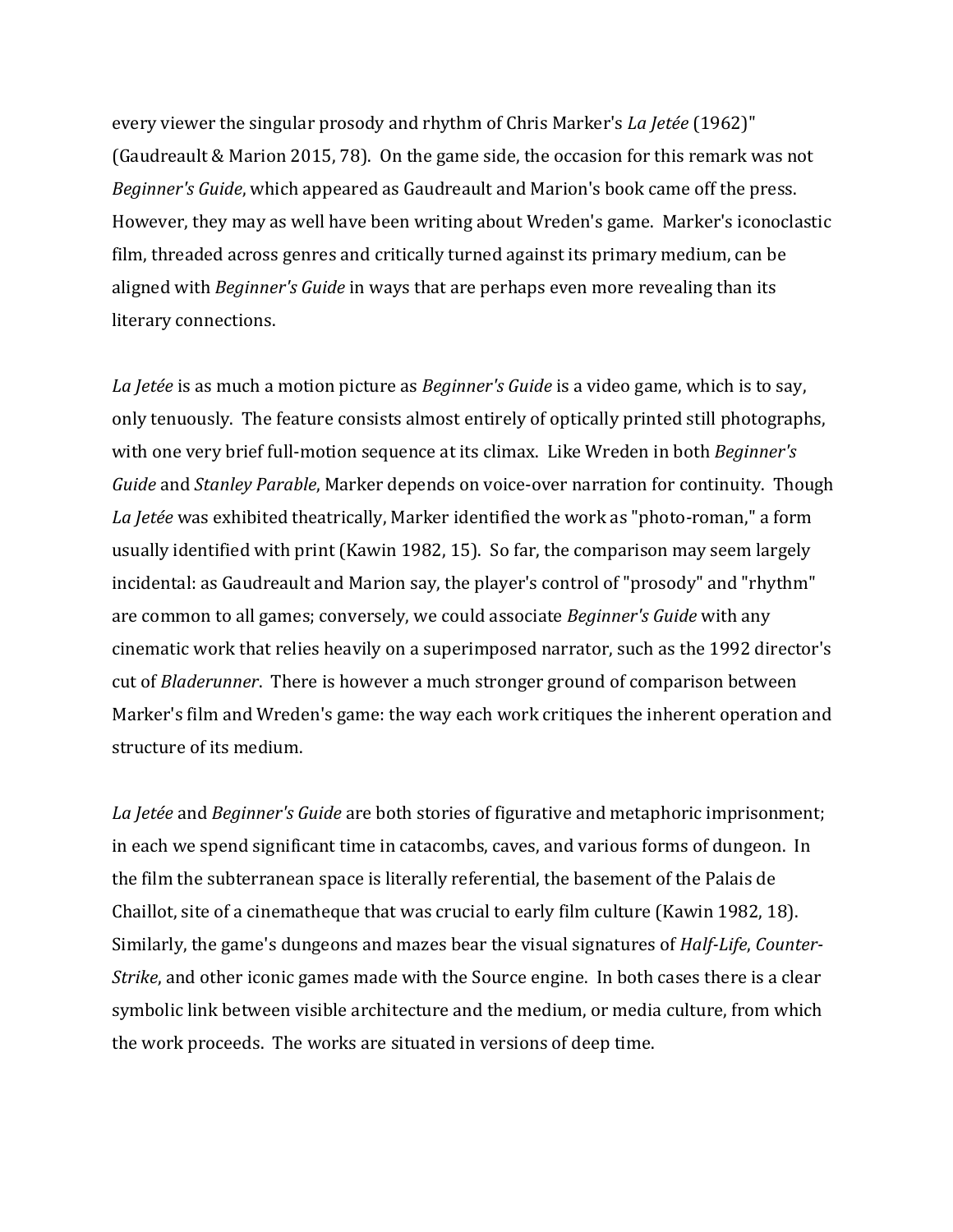every viewer the singular prosody and rhythm of Chris Marker's *La Jetée* (1962)" (Gaudreault & Marion 2015, 78). On the game side, the occasion for this remark was not *Beginner's Guide*, which appeared as Gaudreault and Marion's book came off the press. However, they may as well have been writing about Wreden's game. Marker's iconoclastic film, threaded across genres and critically turned against its primary medium, can be aligned with *Beginner's Guide* in ways that are perhaps even more revealing than its literary connections.

*La Jetée* is as much a motion picture as *Beginner's Guide* is a video game, which is to say, only tenuously. The feature consists almost entirely of optically printed still photographs, with one very brief full-motion sequence at its climax. Like Wreden in both *Beginner's Guide* and *Stanley Parable*, Marker depends on voice-over narration for continuity. Though *La Jetée* was exhibited theatrically, Marker identified the work as "photo-roman," a form usually identified with print (Kawin 1982, 15). So far, the comparison may seem largely incidental: as Gaudreault and Marion say, the player's control of "prosody" and "rhythm" are common to all games; conversely, we could associate *Beginner's Guide* with any cinematic work that relies heavily on a superimposed narrator, such as the 1992 director's cut of *Bladerunner*. There is however a much stronger ground of comparison between Marker's film and Wreden's game: the way each work critiques the inherent operation and structure of its medium.

*La Jetée* and *Beginner's Guide* are both stories of figurative and metaphoric imprisonment; in each we spend significant time in catacombs, caves, and various forms of dungeon. In the film the subterranean space is literally referential, the basement of the Palais de Chaillot, site of a cinematheque that was crucial to early film culture (Kawin 1982, 18). Similarly, the game's dungeons and mazes bear the visual signatures of *Half-Life*, *Counter-Strike*, and other iconic games made with the Source engine. In both cases there is a clear symbolic link between visible architecture and the medium, or media culture, from which the work proceeds. The works are situated in versions of deep time.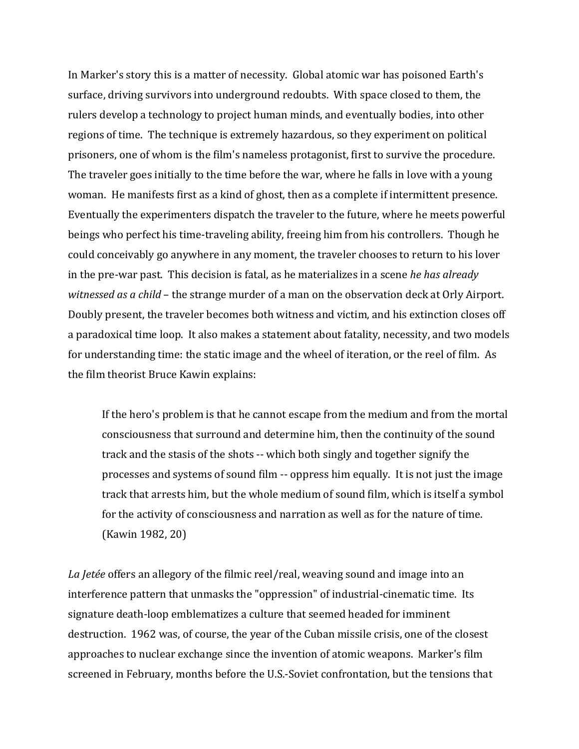In Marker's story this is a matter of necessity. Global atomic war has poisoned Earth's surface, driving survivors into underground redoubts. With space closed to them, the rulers develop a technology to project human minds, and eventually bodies, into other regions of time. The technique is extremely hazardous, so they experiment on political prisoners, one of whom is the film's nameless protagonist, first to survive the procedure. The traveler goes initially to the time before the war, where he falls in love with a young woman. He manifests first as a kind of ghost, then as a complete if intermittent presence. Eventually the experimenters dispatch the traveler to the future, where he meets powerful beings who perfect his time-traveling ability, freeing him from his controllers. Though he could conceivably go anywhere in any moment, the traveler chooses to return to his lover in the pre-war past. This decision is fatal, as he materializes in a scene *he has already witnessed as a child* – the strange murder of a man on the observation deck at Orly Airport. Doubly present, the traveler becomes both witness and victim, and his extinction closes off a paradoxical time loop. It also makes a statement about fatality, necessity, and two models for understanding time: the static image and the wheel of iteration, or the reel of film. As the film theorist Bruce Kawin explains:

> If the hero's problem is that he cannot escape from the medium and from the mortal consciousness that surround and determine him, then the continuity of the sound track and the stasis of the shots -- which both singly and together signify the processes and systems of sound film -- oppress him equally. It is not just the image track that arrests him, but the whole medium of sound film, which is itself a symbol for the activity of consciousness and narration as well as for the nature of time. (Kawin 1982, 20)

*La Jetée* offers an allegory of the filmic reel/real, weaving sound and image into an interference pattern that unmasks the "oppression" of industrial-cinematic time. Its signature death-loop emblematizes a culture that seemed headed for imminent destruction. 1962 was, of course, the year of the Cuban missile crisis, one of the closest approaches to nuclear exchange since the invention of atomic weapons. Marker's film screened in February, months before the U.S.-Soviet confrontation, but the tensions that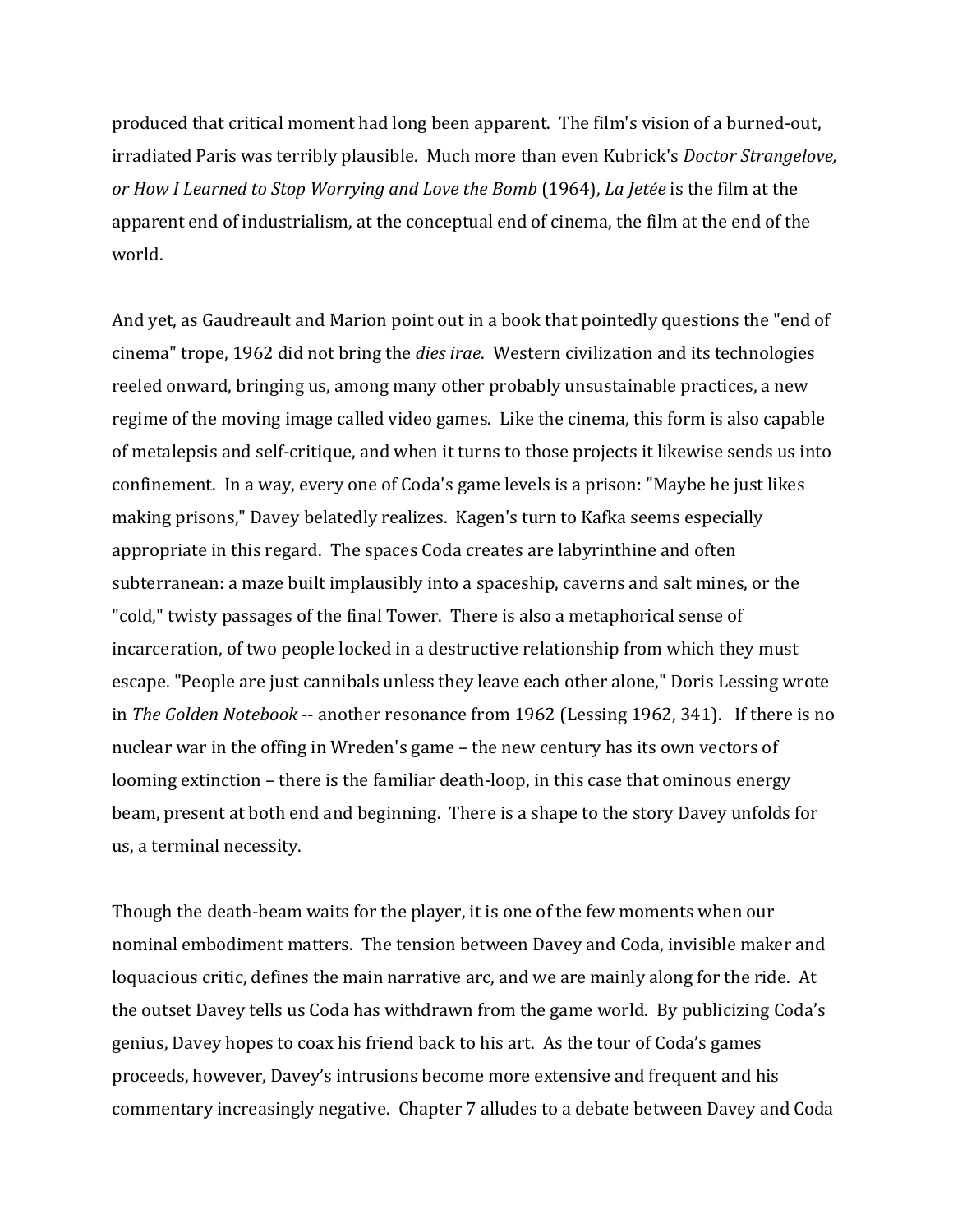produced that critical moment had long been apparent. The film's vision of a burned-out, irradiated Paris was terribly plausible. Much more than even Kubrick's *Doctor Strangelove, or How I Learned to Stop Worrying and Love the Bomb* (1964), *La Jetée* is the film at the apparent end of industrialism, at the conceptual end of cinema, the film at the end of the world.

And yet, as Gaudreault and Marion point out in a book that pointedly questions the "end of cinema" trope, 1962 did not bring the *dies irae*. Western civilization and its technologies reeled onward, bringing us, among many other probably unsustainable practices, a new regime of the moving image called video games. Like the cinema, this form is also capable of metalepsis and self-critique, and when it turns to those projects it likewise sends us into confinement. In a way, every one of Coda's game levels is a prison: "Maybe he just likes making prisons," Davey belatedly realizes. Kagen's turn to Kafka seems especially appropriate in this regard. The spaces Coda creates are labyrinthine and often subterranean: a maze built implausibly into a spaceship, caverns and salt mines, or the "cold," twisty passages of the final Tower. There is also a metaphorical sense of incarceration, of two people locked in a destructive relationship from which they must escape. "People are just cannibals unless they leave each other alone," Doris Lessing wrote in *The Golden Notebook* -- another resonance from 1962 (Lessing 1962, 341). If there is no nuclear war in the offing in Wreden's game – the new century has its own vectors of looming extinction – there is the familiar death-loop, in this case that ominous energy beam, present at both end and beginning. There is a shape to the story Davey unfolds for us, a terminal necessity.

Though the death-beam waits for the player, it is one of the few moments when our nominal embodiment matters. The tension between Davey and Coda, invisible maker and loquacious critic, defines the main narrative arc, and we are mainly along for the ride. At the outset Davey tells us Coda has withdrawn from the game world. By publicizing Coda's genius, Davey hopes to coax his friend back to his art. As the tour of Coda's games proceeds, however, Davey's intrusions become more extensive and frequent and his commentary increasingly negative. Chapter 7 alludes to a debate between Davey and Coda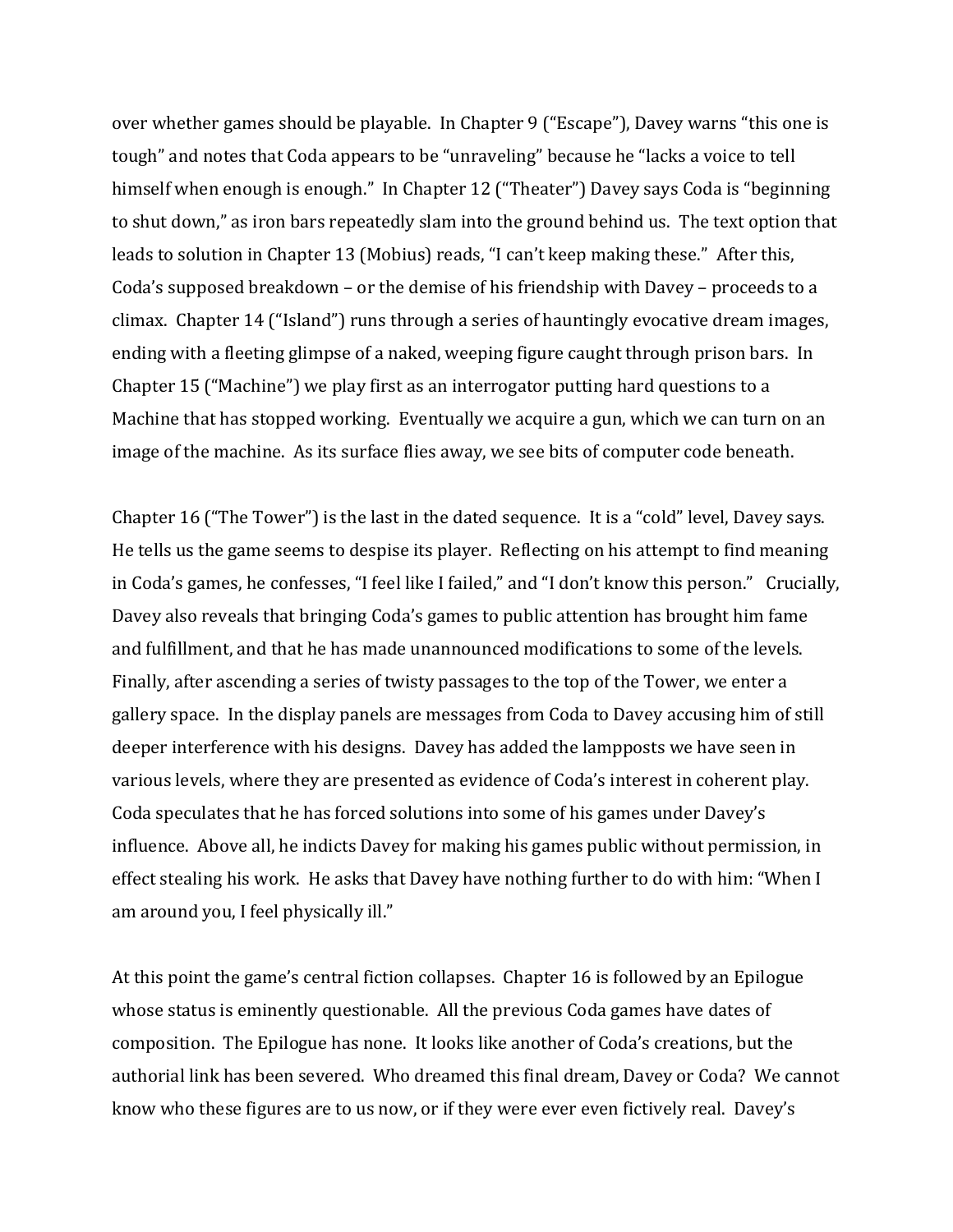over whether games should be playable. In Chapter 9 ("Escape"), Davey warns "this one is tough" and notes that Coda appears to be "unraveling" because he "lacks a voice to tell himself when enough is enough." In Chapter 12 ("Theater") Davey says Coda is "beginning to shut down," as iron bars repeatedly slam into the ground behind us. The text option that leads to solution in Chapter 13 (Mobius) reads, "I can't keep making these." After this, Coda's supposed breakdown – or the demise of his friendship with Davey – proceeds to a climax. Chapter 14 ("Island") runs through a series of hauntingly evocative dream images, ending with a fleeting glimpse of a naked, weeping figure caught through prison bars. In Chapter 15 ("Machine") we play first as an interrogator putting hard questions to a Machine that has stopped working. Eventually we acquire a gun, which we can turn on an image of the machine. As its surface flies away, we see bits of computer code beneath.

Chapter 16 ("The Tower") is the last in the dated sequence. It is a "cold" level, Davey says. He tells us the game seems to despise its player. Reflecting on his attempt to find meaning in Coda's games, he confesses, "I feel like I failed," and "I don't know this person." Crucially, Davey also reveals that bringing Coda's games to public attention has brought him fame and fulfillment, and that he has made unannounced modifications to some of the levels. Finally, after ascending a series of twisty passages to the top of the Tower, we enter a gallery space. In the display panels are messages from Coda to Davey accusing him of still deeper interference with his designs. Davey has added the lampposts we have seen in various levels, where they are presented as evidence of Coda's interest in coherent play. Coda speculates that he has forced solutions into some of his games under Davey's influence. Above all, he indicts Davey for making his games public without permission, in effect stealing his work. He asks that Davey have nothing further to do with him: "When I am around you, I feel physically ill."

At this point the game's central fiction collapses. Chapter 16 is followed by an Epilogue whose status is eminently questionable. All the previous Coda games have dates of composition. The Epilogue has none. It looks like another of Coda's creations, but the authorial link has been severed. Who dreamed this final dream, Davey or Coda? We cannot know who these figures are to us now, or if they were ever even fictively real. Davey's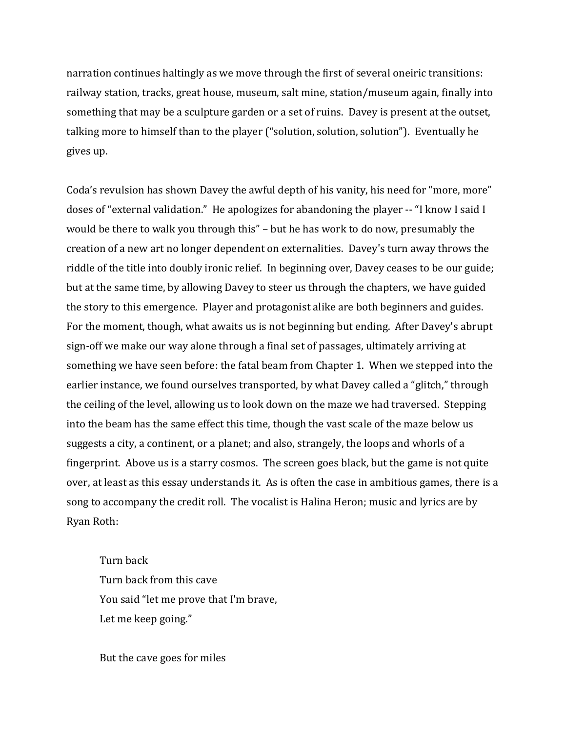narration continues haltingly as we move through the first of several oneiric transitions: railway station, tracks, great house, museum, salt mine, station/museum again, finally into something that may be a sculpture garden or a set of ruins. Davey is present at the outset, talking more to himself than to the player ("solution, solution, solution"). Eventually he gives up.

Coda's revulsion has shown Davey the awful depth of his vanity, his need for "more, more" doses of "external validation." He apologizes for abandoning the player -- "I know I said I would be there to walk you through this" – but he has work to do now, presumably the creation of a new art no longer dependent on externalities. Davey's turn away throws the riddle of the title into doubly ironic relief. In beginning over, Davey ceases to be our guide; but at the same time, by allowing Davey to steer us through the chapters, we have guided the story to this emergence. Player and protagonist alike are both beginners and guides. For the moment, though, what awaits us is not beginning but ending. After Davey's abrupt sign-off we make our way alone through a final set of passages, ultimately arriving at something we have seen before: the fatal beam from Chapter 1. When we stepped into the earlier instance, we found ourselves transported, by what Davey called a "glitch," through the ceiling of the level, allowing us to look down on the maze we had traversed. Stepping into the beam has the same effect this time, though the vast scale of the maze below us suggests a city, a continent, or a planet; and also, strangely, the loops and whorls of a fingerprint. Above us is a starry cosmos. The screen goes black, but the game is not quite over, at least as this essay understands it. As is often the case in ambitious games, there is a song to accompany the credit roll. The vocalist is Halina Heron; music and lyrics are by Ryan Roth:

> Turn back
> Turn back from this cave
> You said "let me prove that I'm brave,
> Let me keep going."
>
> But the cave goes for miles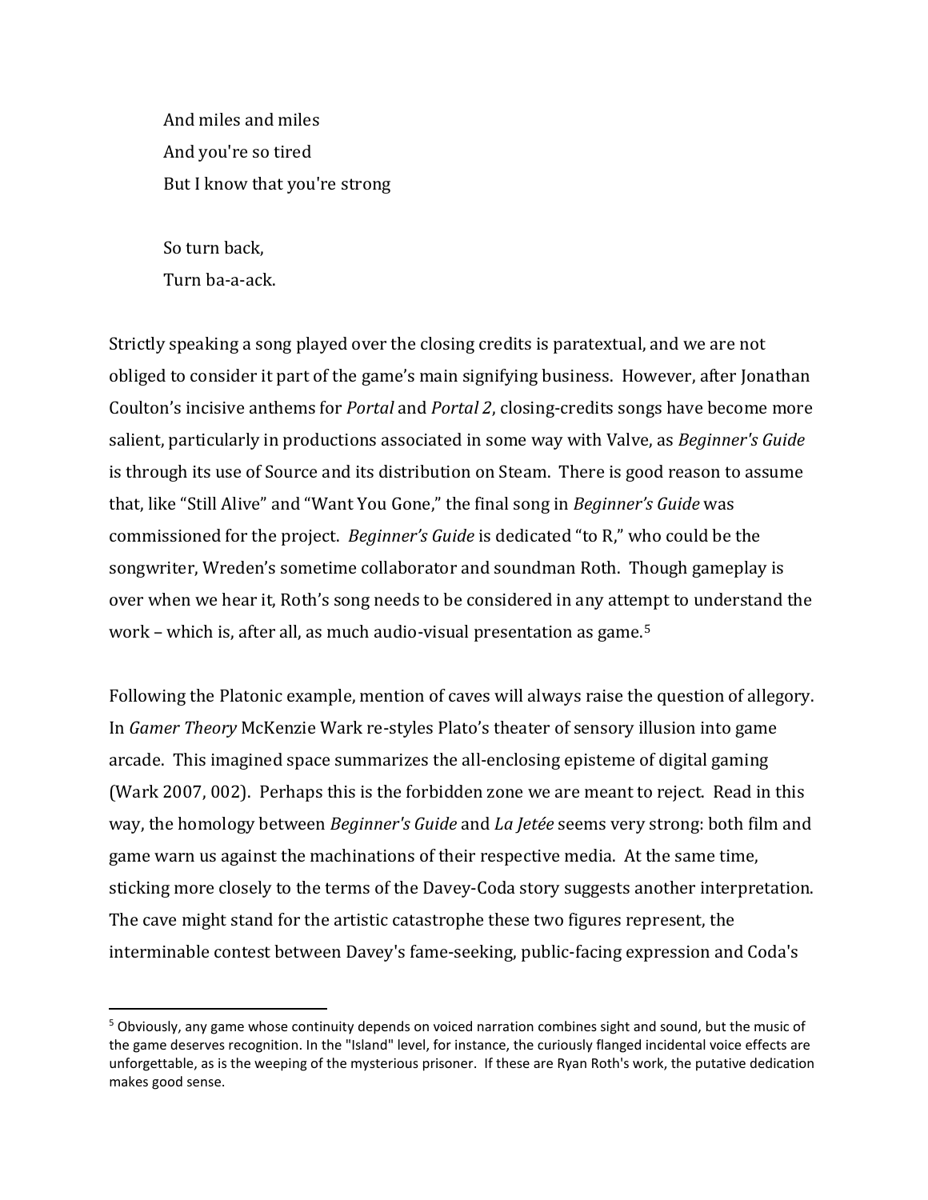And miles and miles  
And you're so tired  
But I know that you're strong

So turn back,  
Turn ba-a-ack.

Strictly speaking a song played over the closing credits is paratextual, and we are not obliged to consider it part of the game's main signifying business. However, after Jonathan Coulton's incisive anthems for *Portal* and *Portal 2*, closing-credits songs have become more salient, particularly in productions associated in some way with Valve, as *Beginner's Guide* is through its use of Source and its distribution on Steam. There is good reason to assume that, like "Still Alive" and "Want You Gone," the final song in *Beginner's Guide* was commissioned for the project. *Beginner's Guide* is dedicated "to R," who could be the songwriter, Wreden's sometime collaborator and soundman Roth. Though gameplay is over when we hear it, Roth's song needs to be considered in any attempt to understand the work – which is, after all, as much audio-visual presentation as game.[5]

Following the Platonic example, mention of caves will always raise the question of allegory. In *Gamer Theory* McKenzie Wark re-styles Plato's theater of sensory illusion into game arcade. This imagined space summarizes the all-enclosing episteme of digital gaming (Wark 2007, 002). Perhaps this is the forbidden zone we are meant to reject. Read in this way, the homology between *Beginner's Guide* and *La Jetée* seems very strong: both film and game warn us against the machinations of their respective media. At the same time, sticking more closely to the terms of the Davey-Coda story suggests another interpretation. The cave might stand for the artistic catastrophe these two figures represent, the interminable contest between Davey's fame-seeking, public-facing expression and Coda's

---

[5] Obviously, any game whose continuity depends on voiced narration combines sight and sound, but the music of the game deserves recognition. In the "Island" level, for instance, the curiously flanged incidental voice effects are unforgettable, as is the weeping of the mysterious prisoner. If these are Ryan Roth's work, the putative dedication makes good sense.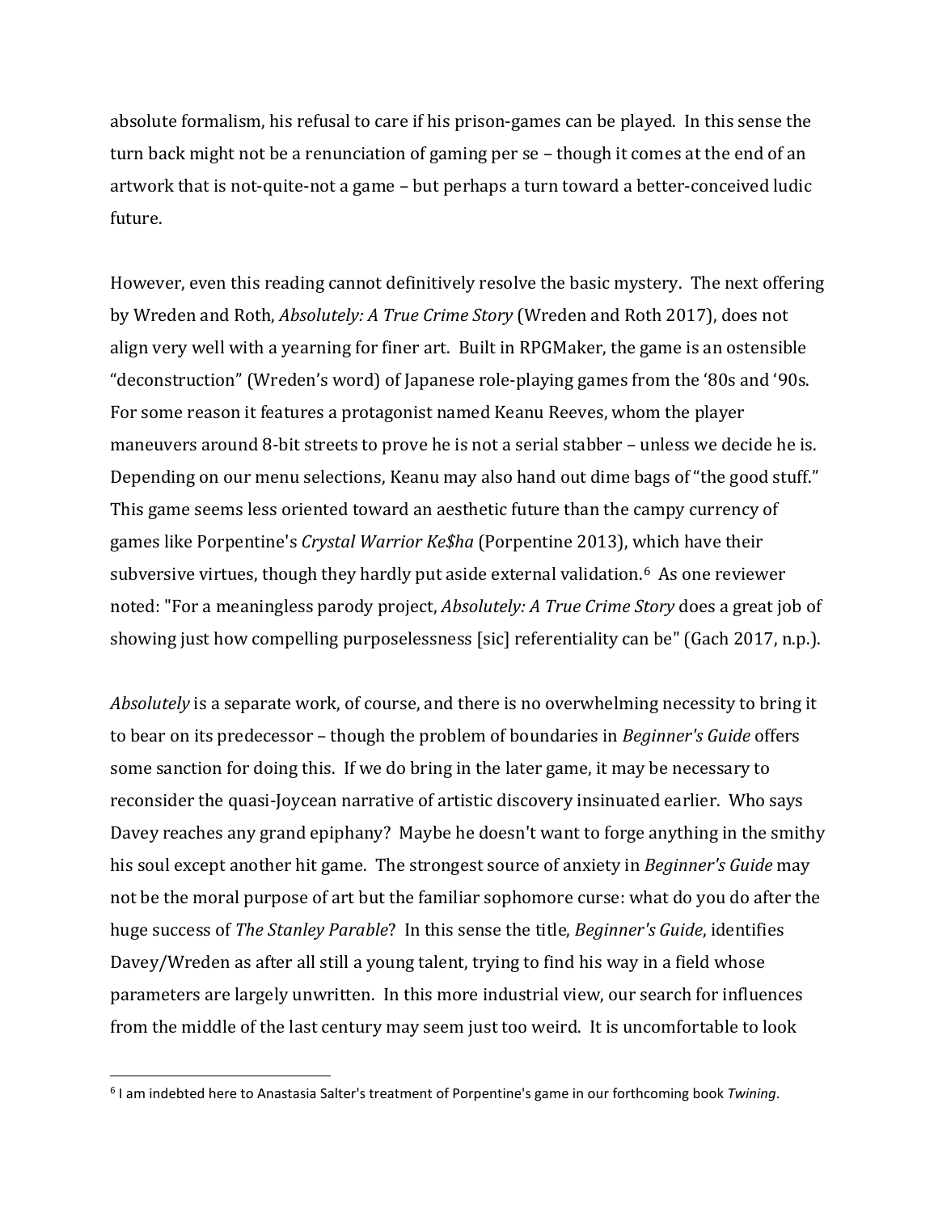absolute formalism, his refusal to care if his prison-games can be played. In this sense the turn back might not be a renunciation of gaming per se – though it comes at the end of an artwork that is not-quite-not a game – but perhaps a turn toward a better-conceived ludic future.

However, even this reading cannot definitively resolve the basic mystery. The next offering by Wreden and Roth, *Absolutely: A True Crime Story* (Wreden and Roth 2017), does not align very well with a yearning for finer art. Built in RPGMaker, the game is an ostensible "deconstruction" (Wreden's word) of Japanese role-playing games from the '80s and '90s. For some reason it features a protagonist named Keanu Reeves, whom the player maneuvers around 8-bit streets to prove he is not a serial stabber – unless we decide he is. Depending on our menu selections, Keanu may also hand out dime bags of "the good stuff." This game seems less oriented toward an aesthetic future than the campy currency of games like Porpentine's *Crystal Warrior Ke$ha* (Porpentine 2013), which have their subversive virtues, though they hardly put aside external validation.[6] As one reviewer noted: "For a meaningless parody project, *Absolutely: A True Crime Story* does a great job of showing just how compelling purposelessness [sic] referentiality can be" (Gach 2017, n.p.).

*Absolutely* is a separate work, of course, and there is no overwhelming necessity to bring it to bear on its predecessor – though the problem of boundaries in *Beginner's Guide* offers some sanction for doing this. If we do bring in the later game, it may be necessary to reconsider the quasi-Joycean narrative of artistic discovery insinuated earlier. Who says Davey reaches any grand epiphany? Maybe he doesn't want to forge anything in the smithy his soul except another hit game. The strongest source of anxiety in *Beginner's Guide* may not be the moral purpose of art but the familiar sophomore curse: what do you do after the huge success of *The Stanley Parable*? In this sense the title, *Beginner's Guide*, identifies Davey/Wreden as after all still a young talent, trying to find his way in a field whose parameters are largely unwritten. In this more industrial view, our search for influences from the middle of the last century may seem just too weird. It is uncomfortable to look

[6] I am indebted here to Anastasia Salter's treatment of Porpentine's game in our forthcoming book *Twining*.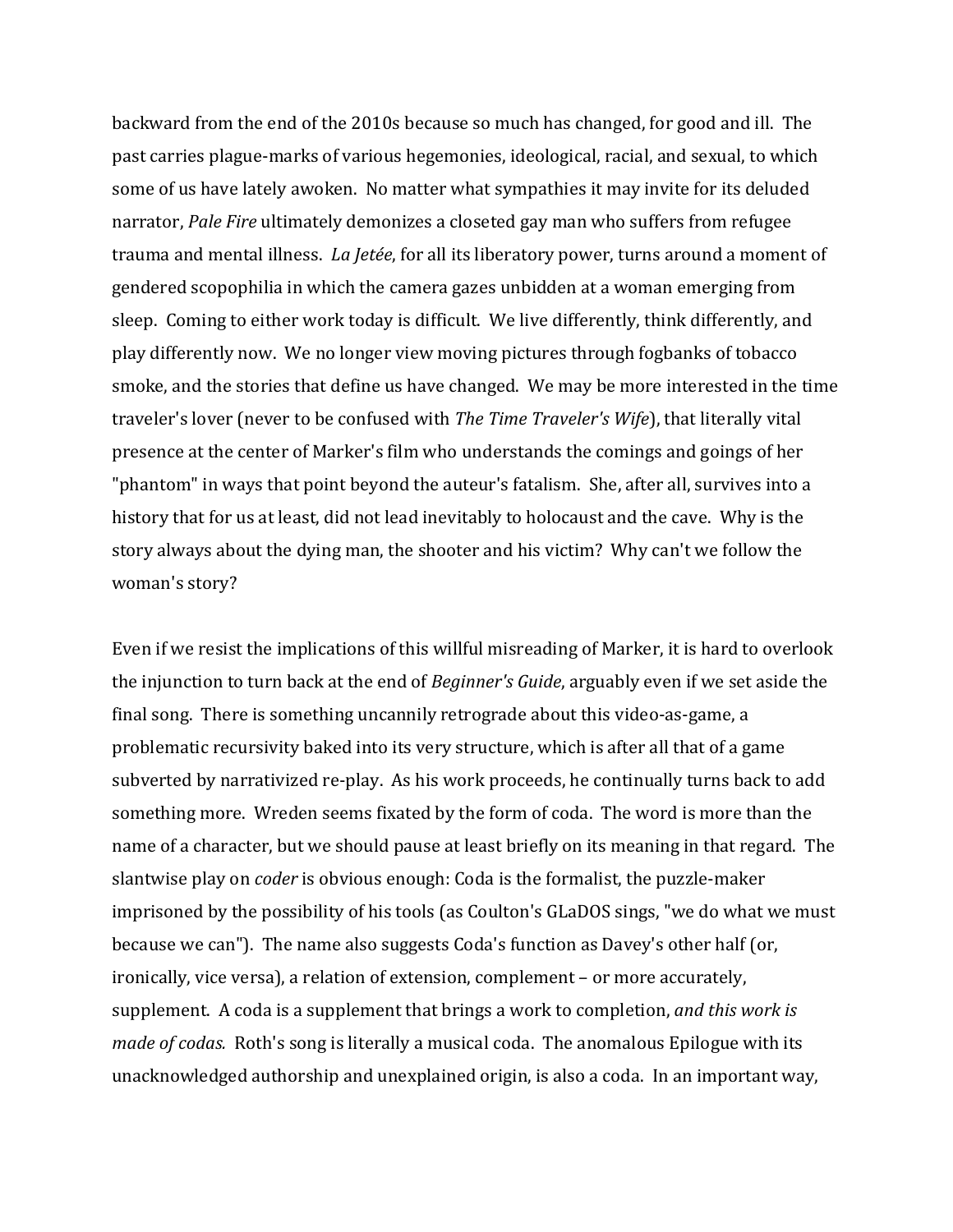backward from the end of the 2010s because so much has changed, for good and ill. The past carries plague-marks of various hegemonies, ideological, racial, and sexual, to which some of us have lately awoken. No matter what sympathies it may invite for its deluded narrator, *Pale Fire* ultimately demonizes a closeted gay man who suffers from refugee trauma and mental illness. *La Jetée*, for all its liberatory power, turns around a moment of gendered scopophilia in which the camera gazes unbidden at a woman emerging from sleep. Coming to either work today is difficult. We live differently, think differently, and play differently now. We no longer view moving pictures through fogbanks of tobacco smoke, and the stories that define us have changed. We may be more interested in the time traveler's lover (never to be confused with *The Time Traveler's Wife*), that literally vital presence at the center of Marker's film who understands the comings and goings of her "phantom" in ways that point beyond the auteur's fatalism. She, after all, survives into a history that for us at least, did not lead inevitably to holocaust and the cave. Why is the story always about the dying man, the shooter and his victim? Why can't we follow the woman's story?

Even if we resist the implications of this willful misreading of Marker, it is hard to overlook the injunction to turn back at the end of *Beginner's Guide*, arguably even if we set aside the final song. There is something uncannily retrograde about this video-as-game, a problematic recursivity baked into its very structure, which is after all that of a game subverted by narrativized re-play. As his work proceeds, he continually turns back to add something more. Wreden seems fixated by the form of coda. The word is more than the name of a character, but we should pause at least briefly on its meaning in that regard. The slantwise play on *coder* is obvious enough: Coda is the formalist, the puzzle-maker imprisoned by the possibility of his tools (as Coulton's GLaDOS sings, "we do what we must because we can"). The name also suggests Coda's function as Davey's other half (or, ironically, vice versa), a relation of extension, complement – or more accurately, supplement. A coda is a supplement that brings a work to completion, *and this work is made of codas.* Roth's song is literally a musical coda. The anomalous Epilogue with its unacknowledged authorship and unexplained origin, is also a coda. In an important way,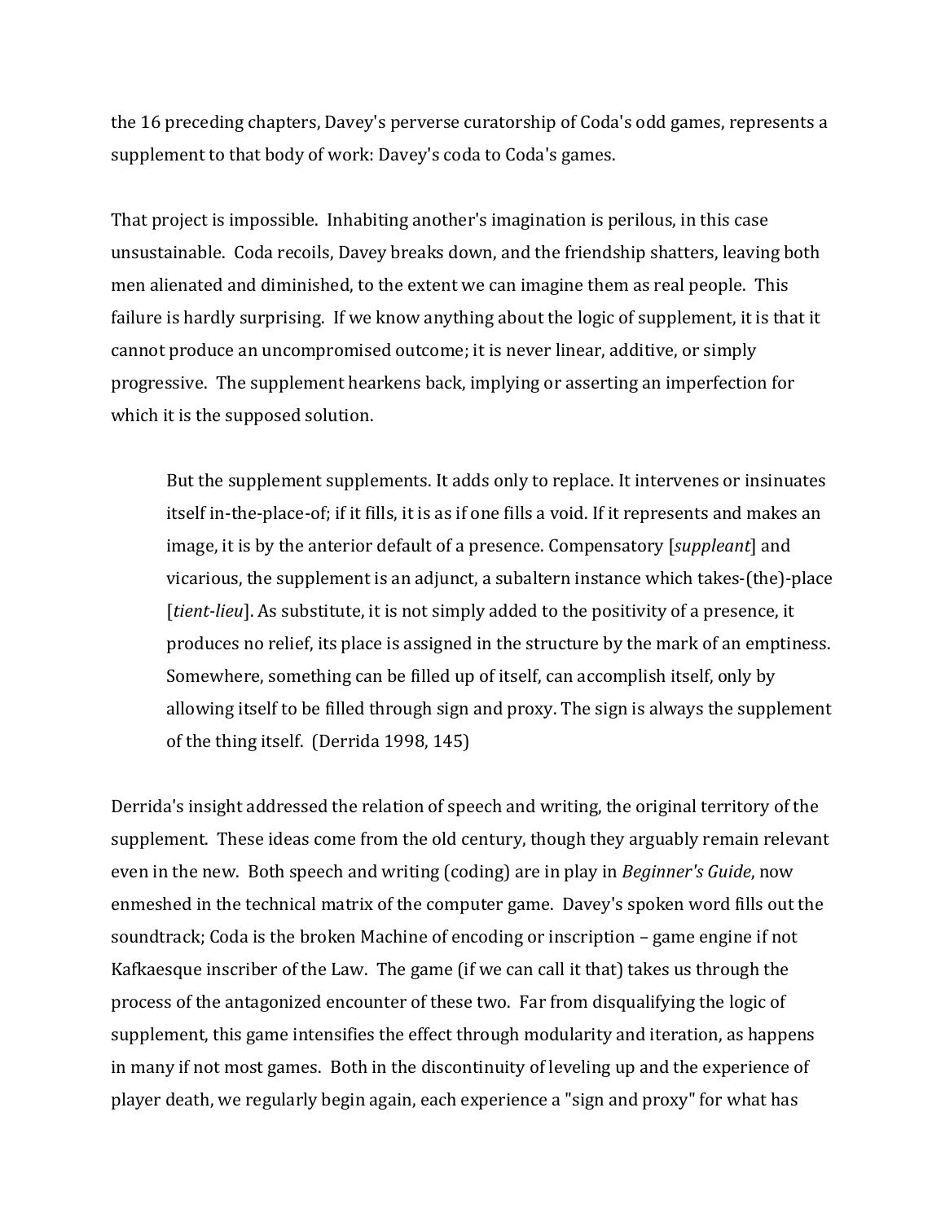the 16 preceding chapters, Davey's perverse curatorship of Coda's odd games, represents a supplement to that body of work: Davey's coda to Coda's games.

That project is impossible. Inhabiting another's imagination is perilous, in this case unsustainable. Coda recoils, Davey breaks down, and the friendship shatters, leaving both men alienated and diminished, to the extent we can imagine them as real people. This failure is hardly surprising. If we know anything about the logic of supplement, it is that it cannot produce an uncompromised outcome; it is never linear, additive, or simply progressive. The supplement hearkens back, implying or asserting an imperfection for which it is the supposed solution.

> But the supplement supplements. It adds only to replace. It intervenes or insinuates itself in-the-place-of; if it fills, it is as if one fills a void. If it represents and makes an image, it is by the anterior default of a presence. Compensatory [*suppleant*] and vicarious, the supplement is an adjunct, a subaltern instance which takes-(the)-place [*tient-lieu*]. As substitute, it is not simply added to the positivity of a presence, it produces no relief, its place is assigned in the structure by the mark of an emptiness. Somewhere, something can be filled up of itself, can accomplish itself, only by allowing itself to be filled through sign and proxy. The sign is always the supplement of the thing itself. (Derrida 1998, 145)

Derrida's insight addressed the relation of speech and writing, the original territory of the supplement. These ideas come from the old century, though they arguably remain relevant even in the new. Both speech and writing (coding) are in play in *Beginner's Guide*, now enmeshed in the technical matrix of the computer game. Davey's spoken word fills out the soundtrack; Coda is the broken Machine of encoding or inscription – game engine if not Kafkaesque inscriber of the Law. The game (if we can call it that) takes us through the process of the antagonized encounter of these two. Far from disqualifying the logic of supplement, this game intensifies the effect through modularity and iteration, as happens in many if not most games. Both in the discontinuity of leveling up and the experience of player death, we regularly begin again, each experience a "sign and proxy" for what has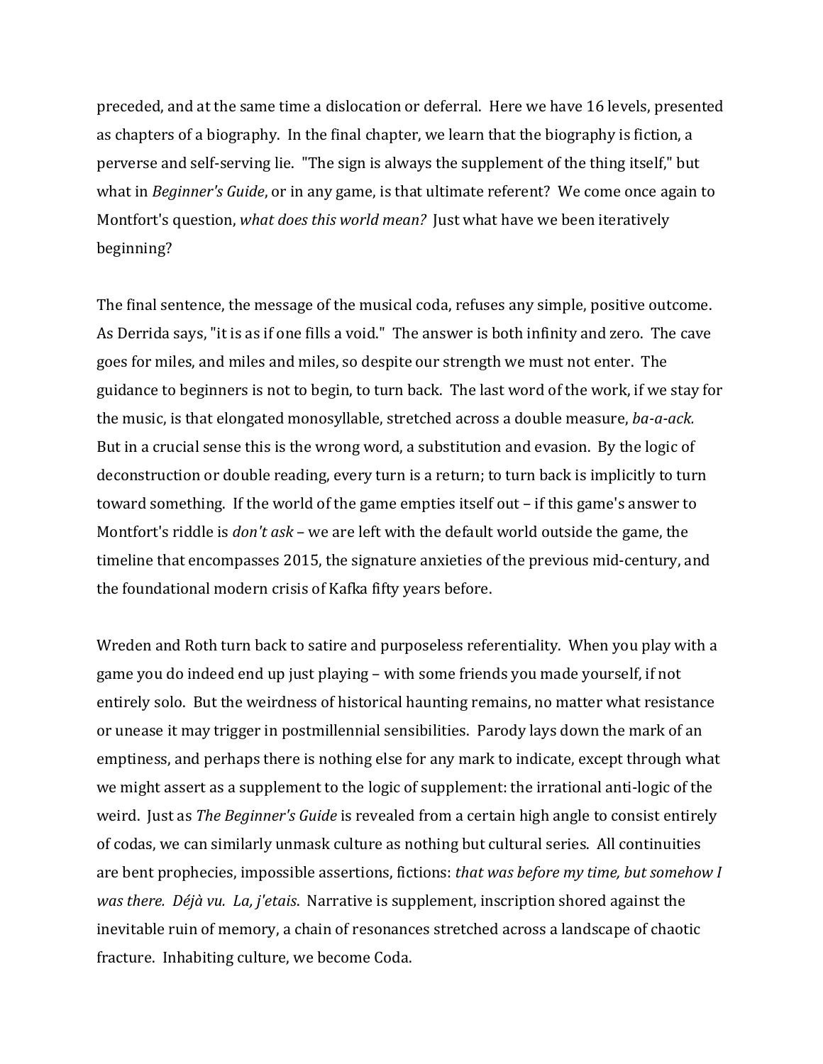preceded, and at the same time a dislocation or deferral. Here we have 16 levels, presented as chapters of a biography. In the final chapter, we learn that the biography is fiction, a perverse and self-serving lie. "The sign is always the supplement of the thing itself," but what in *Beginner's Guide*, or in any game, is that ultimate referent? We come once again to Montfort's question, *what does this world mean?* Just what have we been iteratively beginning?

The final sentence, the message of the musical coda, refuses any simple, positive outcome. As Derrida says, "it is as if one fills a void." The answer is both infinity and zero. The cave goes for miles, and miles and miles, so despite our strength we must not enter. The guidance to beginners is not to begin, to turn back. The last word of the work, if we stay for the music, is that elongated monosyllable, stretched across a double measure, *ba-a-ack.* But in a crucial sense this is the wrong word, a substitution and evasion. By the logic of deconstruction or double reading, every turn is a return; to turn back is implicitly to turn toward something. If the world of the game empties itself out – if this game's answer to Montfort's riddle is *don't ask* – we are left with the default world outside the game, the timeline that encompasses 2015, the signature anxieties of the previous mid-century, and the foundational modern crisis of Kafka fifty years before.

Wreden and Roth turn back to satire and purposeless referentiality. When you play with a game you do indeed end up just playing – with some friends you made yourself, if not entirely solo. But the weirdness of historical haunting remains, no matter what resistance or unease it may trigger in postmillennial sensibilities. Parody lays down the mark of an emptiness, and perhaps there is nothing else for any mark to indicate, except through what we might assert as a supplement to the logic of supplement: the irrational anti-logic of the weird. Just as *The Beginner's Guide* is revealed from a certain high angle to consist entirely of codas, we can similarly unmask culture as nothing but cultural series. All continuities are bent prophecies, impossible assertions, fictions: *that was before my time, but somehow I was there. Déjà vu. La, j'etais*. Narrative is supplement, inscription shored against the inevitable ruin of memory, a chain of resonances stretched across a landscape of chaotic fracture. Inhabiting culture, we become Coda.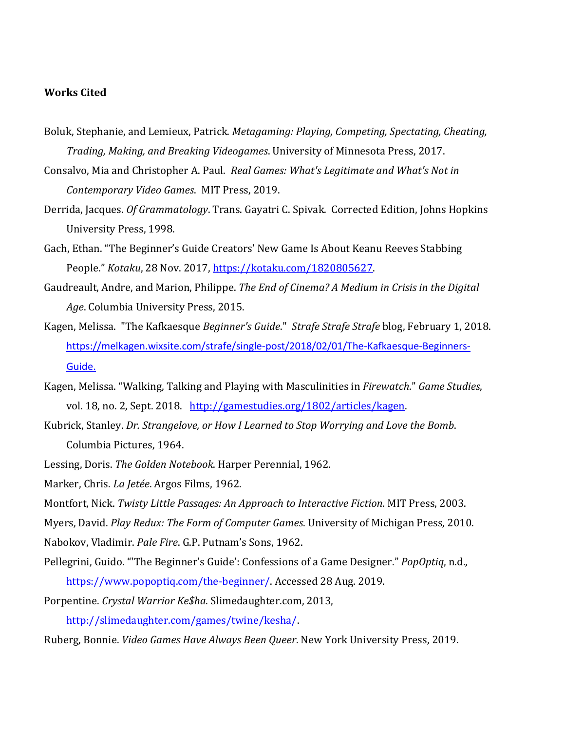**Works Cited**

Boluk, Stephanie, and Lemieux, Patrick. *Metagaming: Playing, Competing, Spectating, Cheating, Trading, Making, and Breaking Videogames*. University of Minnesota Press, 2017.

Consalvo, Mia and Christopher A. Paul. *Real Games: What's Legitimate and What's Not in Contemporary Video Games*. MIT Press, 2019.

Derrida, Jacques. *Of Grammatology*. Trans. Gayatri C. Spivak. Corrected Edition, Johns Hopkins University Press, 1998.

Gach, Ethan. "The Beginner's Guide Creators' New Game Is About Keanu Reeves Stabbing People." *Kotaku*, 28 Nov. 2017, https://kotaku.com/1820805627.

Gaudreault, Andre, and Marion, Philippe. *The End of Cinema? A Medium in Crisis in the Digital Age*. Columbia University Press, 2015.

Kagen, Melissa. "The Kafkaesque *Beginner's Guide*." *Strafe Strafe Strafe* blog, February 1, 2018. https://melkagen.wixsite.com/strafe/single-post/2018/02/01/The-Kafkaesque-Beginners-Guide.

Kagen, Melissa. "Walking, Talking and Playing with Masculinities in *Firewatch*." *Game Studies*, vol. 18, no. 2, Sept. 2018. http://gamestudies.org/1802/articles/kagen.

Kubrick, Stanley. *Dr. Strangelove, or How I Learned to Stop Worrying and Love the Bomb*. Columbia Pictures, 1964.

Lessing, Doris. *The Golden Notebook*. Harper Perennial, 1962.

Marker, Chris. *La Jetée*. Argos Films, 1962.

Montfort, Nick. *Twisty Little Passages: An Approach to Interactive Fiction*. MIT Press, 2003.

Myers, David. *Play Redux: The Form of Computer Games*. University of Michigan Press, 2010.

Nabokov, Vladimir. *Pale Fire*. G.P. Putnam's Sons, 1962.

Pellegrini, Guido. "'The Beginner's Guide': Confessions of a Game Designer." *PopOptiq*, n.d., https://www.popoptiq.com/the-beginner/. Accessed 28 Aug. 2019.

Porpentine. *Crystal Warrior Ke$ha*. Slimedaughter.com, 2013, http://slimedaughter.com/games/twine/kesha/.

Ruberg, Bonnie. *Video Games Have Always Been Queer*. New York University Press, 2019.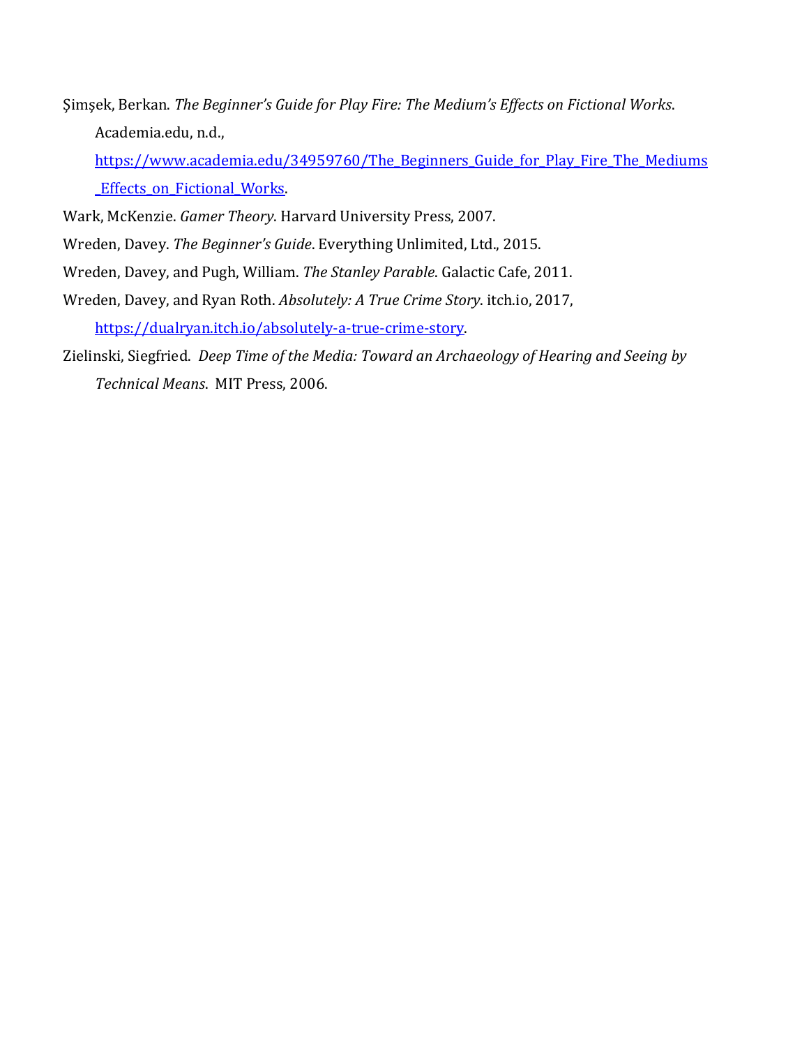Şimşek, Berkan. *The Beginner's Guide for Play Fire: The Medium's Effects on Fictional Works*. Academia.edu, n.d., https://www.academia.edu/34959760/The_Beginners_Guide_for_Play_Fire_The_Mediums_Effects_on_Fictional_Works.

Wark, McKenzie. *Gamer Theory*. Harvard University Press, 2007.

Wreden, Davey. *The Beginner's Guide*. Everything Unlimited, Ltd., 2015.

Wreden, Davey, and Pugh, William. *The Stanley Parable*. Galactic Cafe, 2011.

Wreden, Davey, and Ryan Roth. *Absolutely: A True Crime Story*. itch.io, 2017, https://dualryan.itch.io/absolutely-a-true-crime-story.

Zielinski, Siegfried. *Deep Time of the Media: Toward an Archaeology of Hearing and Seeing by Technical Means*. MIT Press, 2006.